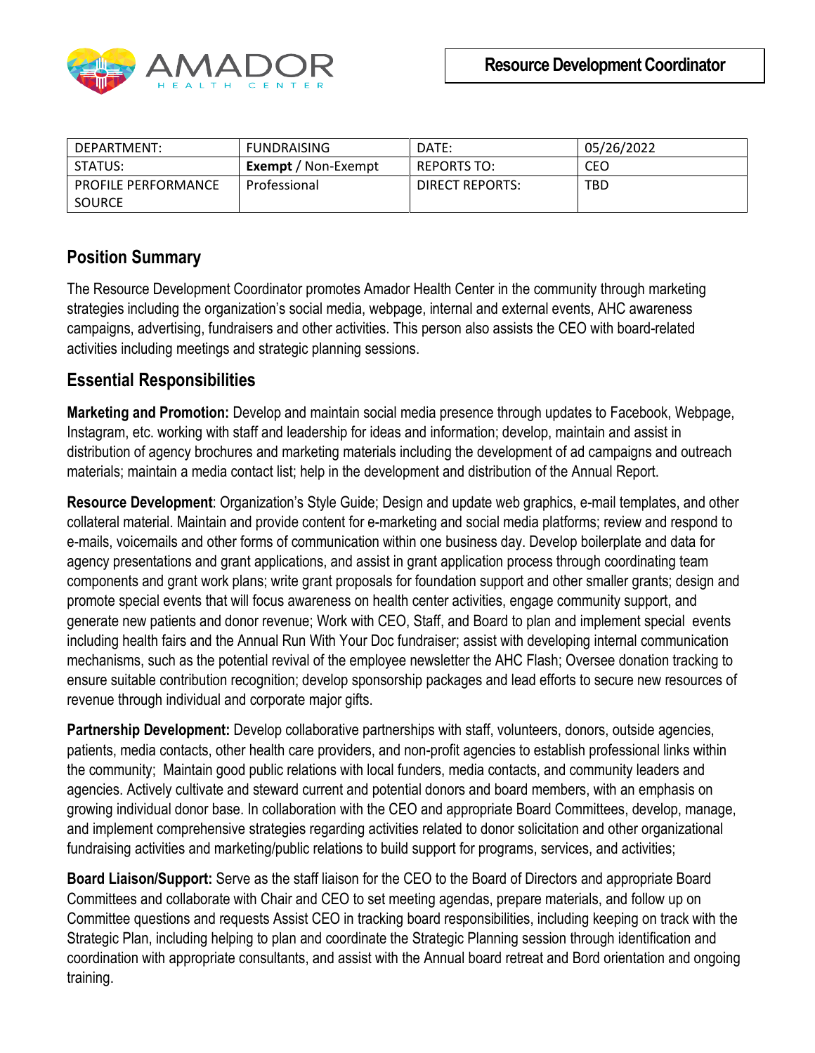AMADOR HEALTH CENTER

# Resource Development Coordinator

| DEPARTMENT: | FUNDRAISING | DATE: | 05/26/2022 |
|---|---|---|---|
| STATUS: | **Exempt** / Non-Exempt | REPORTS TO: | CEO |
| PROFILE PERFORMANCE SOURCE | Professional | DIRECT REPORTS: | TBD |

## Position Summary

The Resource Development Coordinator promotes Amador Health Center in the community through marketing strategies including the organization's social media, webpage, internal and external events, AHC awareness campaigns, advertising, fundraisers and other activities. This person also assists the CEO with board-related activities including meetings and strategic planning sessions.

## Essential Responsibilities

**Marketing and Promotion:** Develop and maintain social media presence through updates to Facebook, Webpage, Instagram, etc. working with staff and leadership for ideas and information; develop, maintain and assist in distribution of agency brochures and marketing materials including the development of ad campaigns and outreach materials; maintain a media contact list; help in the development and distribution of the Annual Report.

**Resource Development**: Organization's Style Guide; Design and update web graphics, e-mail templates, and other collateral material. Maintain and provide content for e-marketing and social media platforms; review and respond to e-mails, voicemails and other forms of communication within one business day. Develop boilerplate and data for agency presentations and grant applications, and assist in grant application process through coordinating team components and grant work plans; write grant proposals for foundation support and other smaller grants; design and promote special events that will focus awareness on health center activities, engage community support, and generate new patients and donor revenue; Work with CEO, Staff, and Board to plan and implement special events including health fairs and the Annual Run With Your Doc fundraiser; assist with developing internal communication mechanisms, such as the potential revival of the employee newsletter the AHC Flash; Oversee donation tracking to ensure suitable contribution recognition; develop sponsorship packages and lead efforts to secure new resources of revenue through individual and corporate major gifts.

**Partnership Development:** Develop collaborative partnerships with staff, volunteers, donors, outside agencies, patients, media contacts, other health care providers, and non-profit agencies to establish professional links within the community; Maintain good public relations with local funders, media contacts, and community leaders and agencies. Actively cultivate and steward current and potential donors and board members, with an emphasis on growing individual donor base. In collaboration with the CEO and appropriate Board Committees, develop, manage, and implement comprehensive strategies regarding activities related to donor solicitation and other organizational fundraising activities and marketing/public relations to build support for programs, services, and activities;

**Board Liaison/Support:** Serve as the staff liaison for the CEO to the Board of Directors and appropriate Board Committees and collaborate with Chair and CEO to set meeting agendas, prepare materials, and follow up on Committee questions and requests Assist CEO in tracking board responsibilities, including keeping on track with the Strategic Plan, including helping to plan and coordinate the Strategic Planning session through identification and coordination with appropriate consultants, and assist with the Annual board retreat and Bord orientation and ongoing training.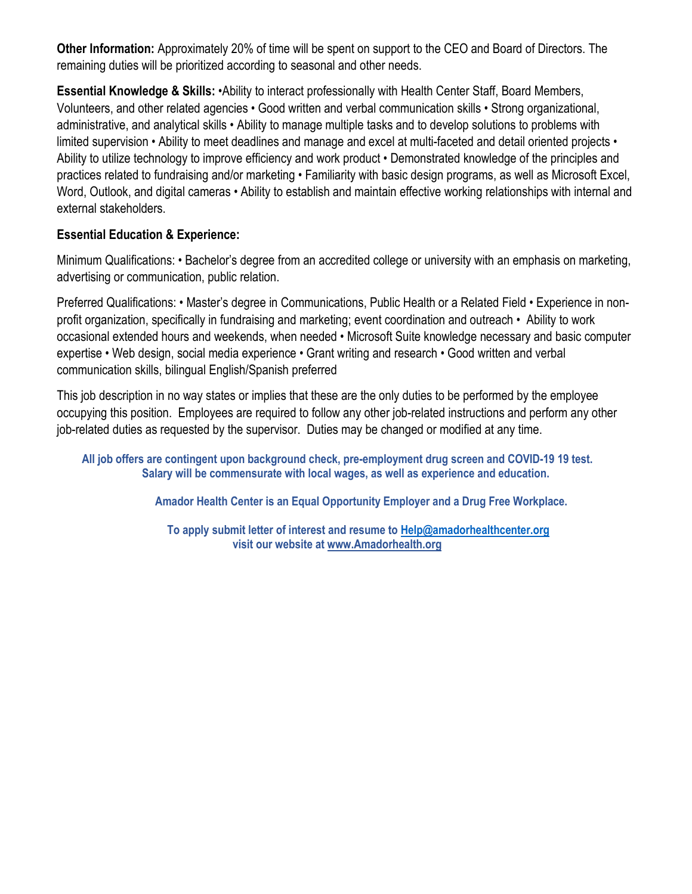**Other Information:** Approximately 20% of time will be spent on support to the CEO and Board of Directors. The remaining duties will be prioritized according to seasonal and other needs.

**Essential Knowledge & Skills:** •Ability to interact professionally with Health Center Staff, Board Members, Volunteers, and other related agencies • Good written and verbal communication skills • Strong organizational, administrative, and analytical skills • Ability to manage multiple tasks and to develop solutions to problems with limited supervision • Ability to meet deadlines and manage and excel at multi-faceted and detail oriented projects • Ability to utilize technology to improve efficiency and work product • Demonstrated knowledge of the principles and practices related to fundraising and/or marketing • Familiarity with basic design programs, as well as Microsoft Excel, Word, Outlook, and digital cameras • Ability to establish and maintain effective working relationships with internal and external stakeholders.

**Essential Education & Experience:**

Minimum Qualifications: • Bachelor's degree from an accredited college or university with an emphasis on marketing, advertising or communication, public relation.

Preferred Qualifications: • Master's degree in Communications, Public Health or a Related Field • Experience in non-profit organization, specifically in fundraising and marketing; event coordination and outreach • Ability to work occasional extended hours and weekends, when needed • Microsoft Suite knowledge necessary and basic computer expertise • Web design, social media experience • Grant writing and research • Good written and verbal communication skills, bilingual English/Spanish preferred

This job description in no way states or implies that these are the only duties to be performed by the employee occupying this position. Employees are required to follow any other job-related instructions and perform any other job-related duties as requested by the supervisor. Duties may be changed or modified at any time.

**All job offers are contingent upon background check, pre-employment drug screen and COVID-19 19 test. Salary will be commensurate with local wages, as well as experience and education.**

**Amador Health Center is an Equal Opportunity Employer and a Drug Free Workplace.**

**To apply submit letter of interest and resume to Help@amadorhealthcenter.org visit our website at www.Amadorhealth.org**